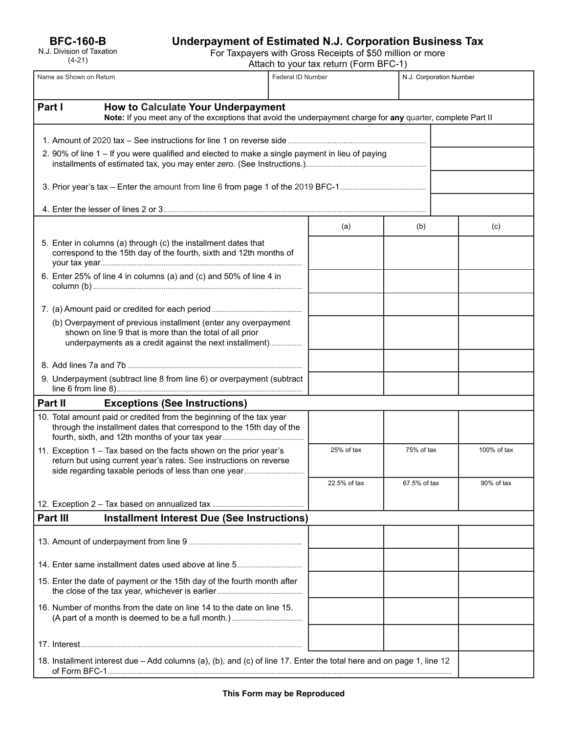**BFC-160-B**
N.J. Division of Taxation
(4-21)

# Underpayment of Estimated N.J. Corporation Business Tax

For Taxpayers with Gross Receipts of $50 million or more
Attach to your tax return (Form BFC-1)

| Name as Shown on Return | Federal ID Number | N.J. Corporation Number |
|---|---|---|
| | | |

## Part I How to Calculate Your Underpayment

**Note:** If you meet any of the exceptions that avoid the underpayment charge for **any** quarter, complete Part II

| | |
|---|---|
| 1. Amount of 2020 tax – See instructions for line 1 on reverse side | |
| 2. 90% of line 1 – If you were qualified and elected to make a single payment in lieu of paying installments of estimated tax, you may enter zero. (See Instructions.) | |
| 3. Prior year's tax – Enter the amount from line 6 from page 1 of the 2019 BFC-1 | |
| 4. Enter the lesser of lines 2 or 3 | |

| | (a) | (b) | (c) |
|---|---|---|---|
| 5. Enter in columns (a) through (c) the installment dates that correspond to the 15th day of the fourth, sixth and 12th months of your tax year | | | |
| 6. Enter 25% of line 4 in columns (a) and (c) and 50% of line 4 in column (b) | | | |
| 7. (a) Amount paid or credited for each period | | | |
| (b) Overpayment of previous installment (enter any overpayment shown on line 9 that is more than the total of all prior underpayments as a credit against the next installment) | | | |
| 8. Add lines 7a and 7b | | | |
| 9. Underpayment (subtract line 8 from line 6) or overpayment (subtract line 6 from line 8) | | | |
| **Part II Exceptions (See Instructions)** | | | |
| 10. Total amount paid or credited from the beginning of the tax year through the installment dates that correspond to the 15th day of the fourth, sixth, and 12th months of your tax year | | | |
| 11. Exception 1 – Tax based on the facts shown on the prior year's return but using current year's rates. See instructions on reverse side regarding taxable periods of less than one year | 25% of tax | 75% of tax | 100% of tax |
| 12. Exception 2 – Tax based on annualized tax | 22.5% of tax | 67.5% of tax | 90% of tax |
| **Part III Installment Interest Due (See Instructions)** | | | |
| 13. Amount of underpayment from line 9 | | | |
| 14. Enter same installment dates used above at line 5 | | | |
| 15. Enter the date of payment or the 15th day of the fourth month after the close of the tax year, whichever is earlier | | | |
| 16. Number of months from the date on line 14 to the date on line 15. (A part of a month is deemed to be a full month.) | | | |
| 17. Interest | | | |

| | |
|---|---|
| 18. Installment interest due – Add columns (a), (b), and (c) of line 17. Enter the total here and on page 1, line 12 of Form BFC-1 | |

**This Form may be Reproduced**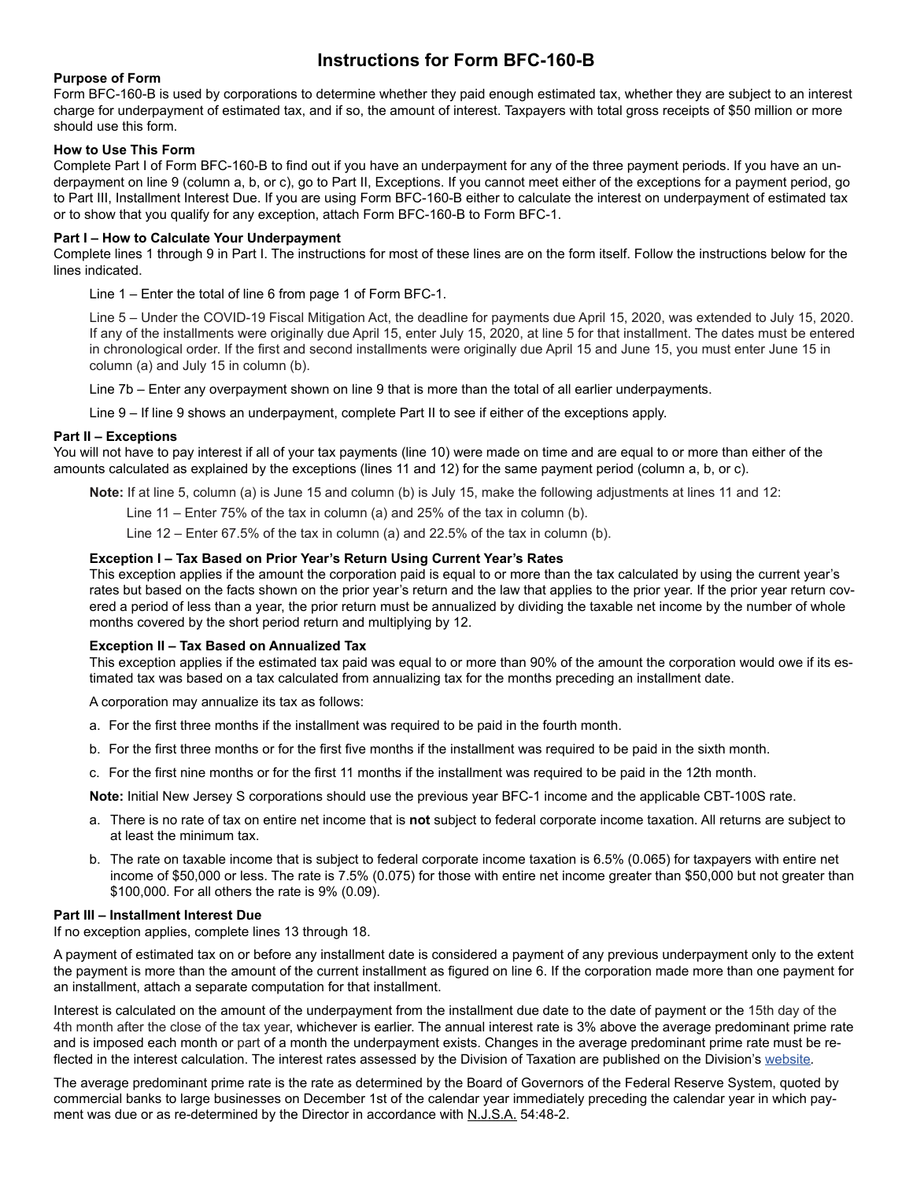# Instructions for Form BFC-160-B

**Purpose of Form**

Form BFC-160-B is used by corporations to determine whether they paid enough estimated tax, whether they are subject to an interest charge for underpayment of estimated tax, and if so, the amount of interest. Taxpayers with total gross receipts of $50 million or more should use this form.

**How to Use This Form**

Complete Part I of Form BFC-160-B to find out if you have an underpayment for any of the three payment periods. If you have an underpayment on line 9 (column a, b, or c), go to Part II, Exceptions. If you cannot meet either of the exceptions for a payment period, go to Part III, Installment Interest Due. If you are using Form BFC-160-B either to calculate the interest on underpayment of estimated tax or to show that you qualify for any exception, attach Form BFC-160-B to Form BFC-1.

**Part I – How to Calculate Your Underpayment**

Complete lines 1 through 9 in Part I. The instructions for most of these lines are on the form itself. Follow the instructions below for the lines indicated.

Line 1 – Enter the total of line 6 from page 1 of Form BFC-1.

Line 5 – Under the COVID-19 Fiscal Mitigation Act, the deadline for payments due April 15, 2020, was extended to July 15, 2020. If any of the installments were originally due April 15, enter July 15, 2020, at line 5 for that installment. The dates must be entered in chronological order. If the first and second installments were originally due April 15 and June 15, you must enter June 15 in column (a) and July 15 in column (b).

Line 7b – Enter any overpayment shown on line 9 that is more than the total of all earlier underpayments.

Line 9 – If line 9 shows an underpayment, complete Part II to see if either of the exceptions apply.

**Part II – Exceptions**

You will not have to pay interest if all of your tax payments (line 10) were made on time and are equal to or more than either of the amounts calculated as explained by the exceptions (lines 11 and 12) for the same payment period (column a, b, or c).

**Note:** If at line 5, column (a) is June 15 and column (b) is July 15, make the following adjustments at lines 11 and 12:

Line 11 – Enter 75% of the tax in column (a) and 25% of the tax in column (b).

Line 12 – Enter 67.5% of the tax in column (a) and 22.5% of the tax in column (b).

**Exception I – Tax Based on Prior Year's Return Using Current Year's Rates**

This exception applies if the amount the corporation paid is equal to or more than the tax calculated by using the current year's rates but based on the facts shown on the prior year's return and the law that applies to the prior year. If the prior year return covered a period of less than a year, the prior return must be annualized by dividing the taxable net income by the number of whole months covered by the short period return and multiplying by 12.

**Exception II – Tax Based on Annualized Tax**

This exception applies if the estimated tax paid was equal to or more than 90% of the amount the corporation would owe if its estimated tax was based on a tax calculated from annualizing tax for the months preceding an installment date.

A corporation may annualize its tax as follows:

a. For the first three months if the installment was required to be paid in the fourth month.

b. For the first three months or for the first five months if the installment was required to be paid in the sixth month.

c. For the first nine months or for the first 11 months if the installment was required to be paid in the 12th month.

**Note:** Initial New Jersey S corporations should use the previous year BFC-1 income and the applicable CBT-100S rate.

a. There is no rate of tax on entire net income that is **not** subject to federal corporate income taxation. All returns are subject to at least the minimum tax.

b. The rate on taxable income that is subject to federal corporate income taxation is 6.5% (0.065) for taxpayers with entire net income of $50,000 or less. The rate is 7.5% (0.075) for those with entire net income greater than $50,000 but not greater than $100,000. For all others the rate is 9% (0.09).

**Part III – Installment Interest Due**

If no exception applies, complete lines 13 through 18.

A payment of estimated tax on or before any installment date is considered a payment of any previous underpayment only to the extent the payment is more than the amount of the current installment as figured on line 6. If the corporation made more than one payment for an installment, attach a separate computation for that installment.

Interest is calculated on the amount of the underpayment from the installment due date to the date of payment or the 15th day of the 4th month after the close of the tax year, whichever is earlier. The annual interest rate is 3% above the average predominant prime rate and is imposed each month or part of a month the underpayment exists. Changes in the average predominant prime rate must be reflected in the interest calculation. The interest rates assessed by the Division of Taxation are published on the Division's website.

The average predominant prime rate is the rate as determined by the Board of Governors of the Federal Reserve System, quoted by commercial banks to large businesses on December 1st of the calendar year immediately preceding the calendar year in which payment was due or as re-determined by the Director in accordance with N.J.S.A. 54:48-2.